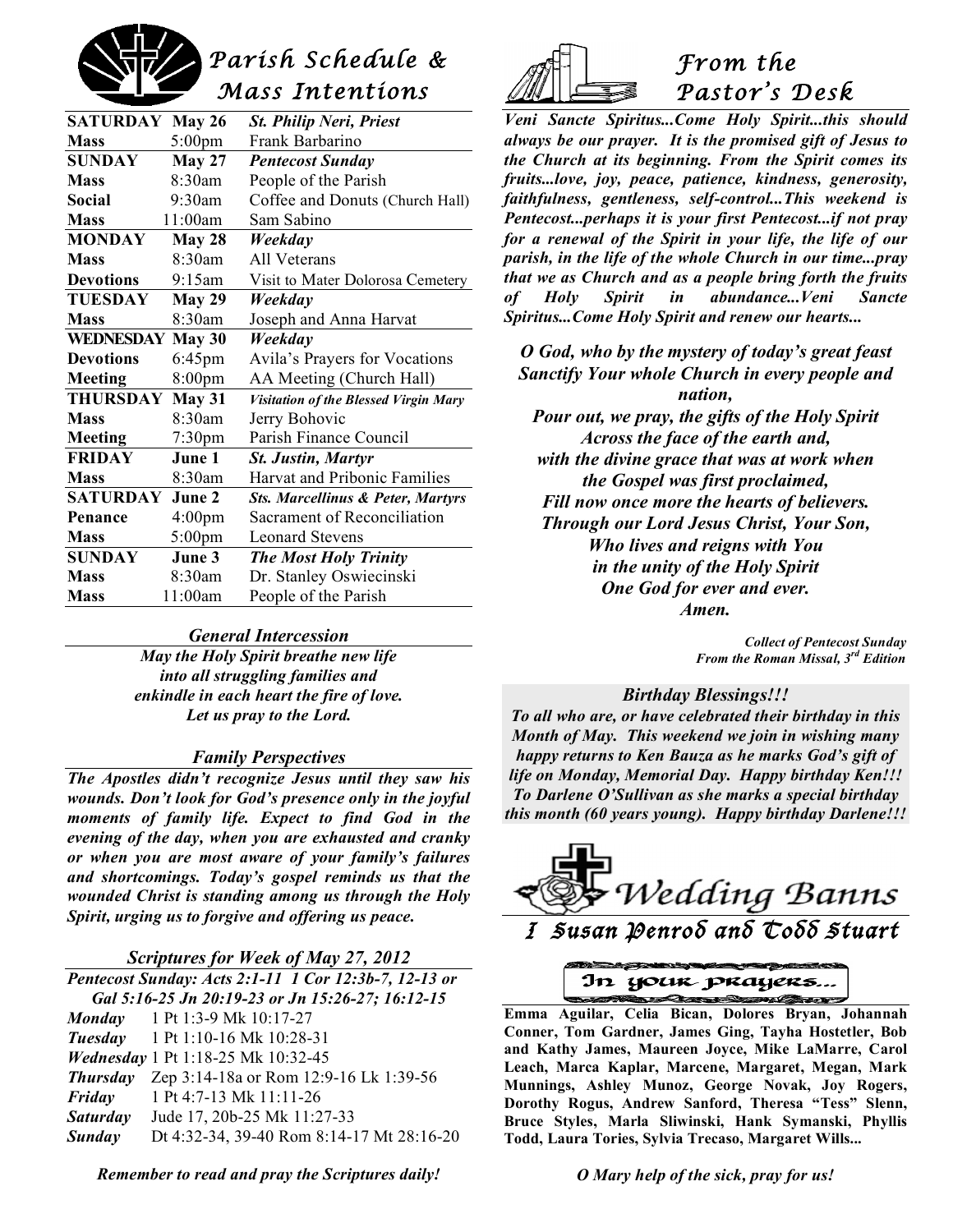## Parish Schedule & Mass Intentions

| | | |
|---|---|---|
| **SATURDAY** | **May 26** | ***St. Philip Neri, Priest*** |
| **Mass** | 5:00pm | Frank Barbarino |
| **SUNDAY** | **May 27** | ***Pentecost Sunday*** |
| **Mass** | 8:30am | People of the Parish |
| **Social** | 9:30am | Coffee and Donuts (Church Hall) |
| **Mass** | 11:00am | Sam Sabino |
| **MONDAY** | **May 28** | ***Weekday*** |
| **Mass** | 8:30am | All Veterans |
| **Devotions** | 9:15am | Visit to Mater Dolorosa Cemetery |
| **TUESDAY** | **May 29** | ***Weekday*** |
| **Mass** | 8:30am | Joseph and Anna Harvat |
| **WEDNESDAY** | **May 30** | ***Weekday*** |
| **Devotions** | 6:45pm | Avila's Prayers for Vocations |
| **Meeting** | 8:00pm | AA Meeting (Church Hall) |
| **THURSDAY** | **May 31** | ***Visitation of the Blessed Virgin Mary*** |
| **Mass** | 8:30am | Jerry Bohovic |
| **Meeting** | 7:30pm | Parish Finance Council |
| **FRIDAY** | **June 1** | ***St. Justin, Martyr*** |
| **Mass** | 8:30am | Harvat and Pribonic Families |
| **SATURDAY** | **June 2** | ***Sts. Marcellinus & Peter, Martyrs*** |
| **Penance** | 4:00pm | Sacrament of Reconciliation |
| **Mass** | 5:00pm | Leonard Stevens |
| **SUNDAY** | **June 3** | ***The Most Holy Trinity*** |
| **Mass** | 8:30am | Dr. Stanley Oswiecinski |
| **Mass** | 11:00am | People of the Parish |

### *General Intercession*

***May the Holy Spirit breathe new life into all struggling families and enkindle in each heart the fire of love. Let us pray to the Lord.***

### *Family Perspectives*

***The Apostles didn't recognize Jesus until they saw his wounds. Don't look for God's presence only in the joyful moments of family life. Expect to find God in the evening of the day, when you are exhausted and cranky or when you are most aware of your family's failures and shortcomings. Today's gospel reminds us that the wounded Christ is standing among us through the Holy Spirit, urging us to forgive and offering us peace.***

### *Scriptures for Week of May 27, 2012*

***Pentecost Sunday: Acts 2:1-11 1 Cor 12:3b-7, 12-13 or Gal 5:16-25 Jn 20:19-23 or Jn 15:26-27; 16:12-15***

| | |
|---|---|
| ***Monday*** | 1 Pt 1:3-9 Mk 10:17-27 |
| ***Tuesday*** | 1 Pt 1:10-16 Mk 10:28-31 |
| ***Wednesday*** | 1 Pt 1:18-25 Mk 10:32-45 |
| ***Thursday*** | Zep 3:14-18a or Rom 12:9-16 Lk 1:39-56 |
| ***Friday*** | 1 Pt 4:7-13 Mk 11:11-26 |
| ***Saturday*** | Jude 17, 20b-25 Mk 11:27-33 |
| ***Sunday*** | Dt 4:32-34, 39-40 Rom 8:14-17 Mt 28:16-20 |

***Remember to read and pray the Scriptures daily!***

## From the Pastor's Desk

***Veni Sancte Spiritus...Come Holy Spirit...this should always be our prayer. It is the promised gift of Jesus to the Church at its beginning. From the Spirit comes its fruits...love, joy, peace, patience, kindness, generosity, faithfulness, gentleness, self-control...This weekend is Pentecost...perhaps it is your first Pentecost...if not pray for a renewal of the Spirit in your life, the life of our parish, in the life of the whole Church in our time...pray that we as Church and as a people bring forth the fruits of Holy Spirit in abundance...Veni Sancte Spiritus...Come Holy Spirit and renew our hearts...***

***O God, who by the mystery of today's great feast***
***Sanctify Your whole Church in every people and nation,***
***Pour out, we pray, the gifts of the Holy Spirit***
***Across the face of the earth and,***
***with the divine grace that was at work when***
***the Gospel was first proclaimed,***
***Fill now once more the hearts of believers.***
***Through our Lord Jesus Christ, Your Son,***
***Who lives and reigns with You***
***in the unity of the Holy Spirit***
***One God for ever and ever.***
***Amen.***

***Collect of Pentecost Sunday***
***From the Roman Missal, 3rd Edition***

### *Birthday Blessings!!!*

***To all who are, or have celebrated their birthday in this Month of May. This weekend we join in wishing many happy returns to Ken Bauza as he marks God's gift of life on Monday, Memorial Day. Happy birthday Ken!!! To Darlene O'Sullivan as she marks a special birthday this month (60 years young). Happy birthday Darlene!!!***

## Wedding Banns

### I Susan Penrod and Todd Stuart

## In your prayers...

**Emma Aguilar, Celia Bican, Dolores Bryan, Johannah Conner, Tom Gardner, James Ging, Tayha Hostetler, Bob and Kathy James, Maureen Joyce, Mike LaMarre, Carol Leach, Marca Kaplar, Marcene, Margaret, Megan, Mark Munnings, Ashley Munoz, George Novak, Joy Rogers, Dorothy Rogus, Andrew Sanford, Theresa "Tess" Slenn, Bruce Styles, Marla Sliwinski, Hank Symanski, Phyllis Todd, Laura Tories, Sylvia Trecaso, Margaret Wills...**

***O Mary help of the sick, pray for us!***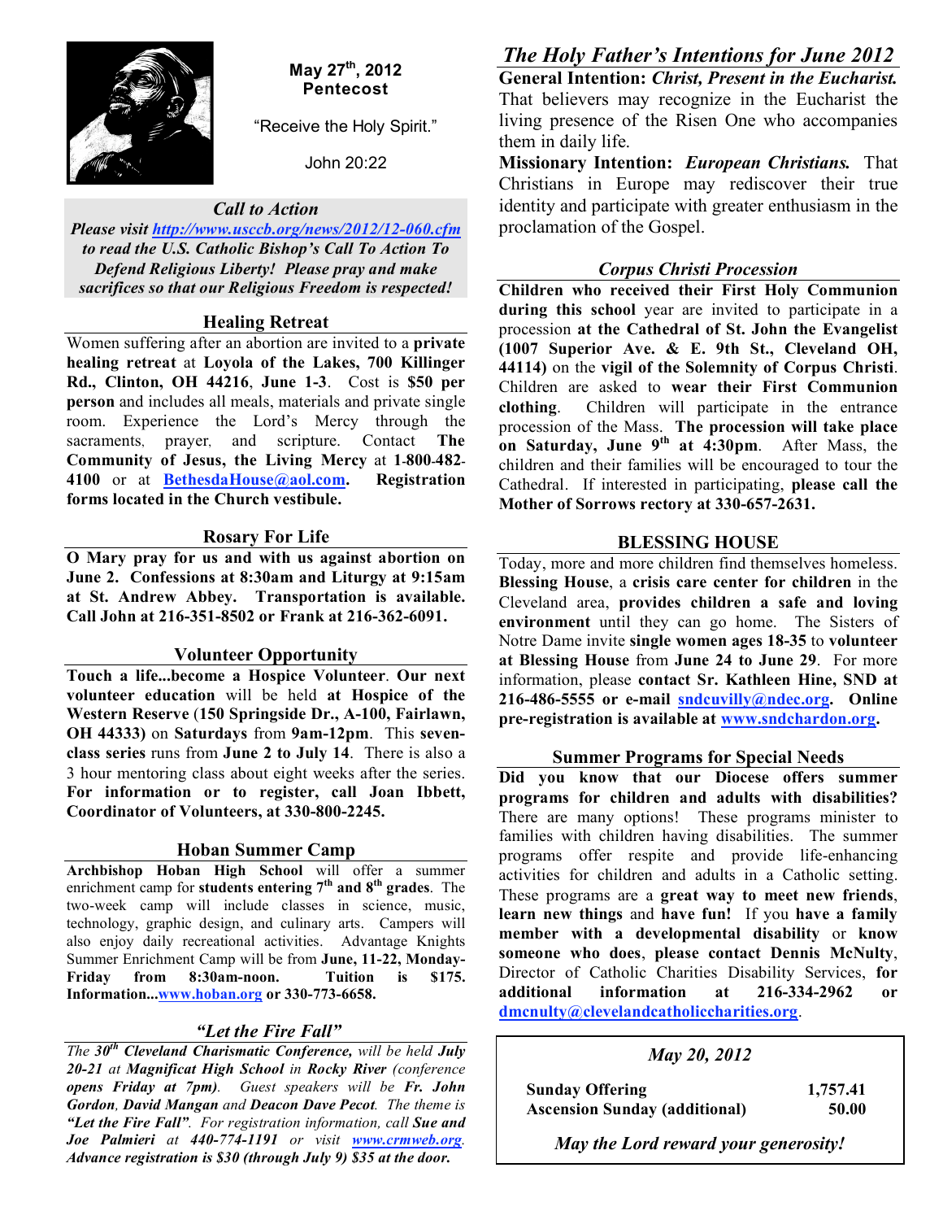**May 27th, 2012**
**Pentecost**

"Receive the Holy Spirit."

John 20:22

### *Call to Action*

***Please visit http://www.usccb.org/news/2012/12-060.cfm to read the U.S. Catholic Bishop's Call To Action To Defend Religious Liberty! Please pray and make sacrifices so that our Religious Freedom is respected!***

### Healing Retreat

Women suffering after an abortion are invited to a **private healing retreat** at **Loyola of the Lakes, 700 Killinger Rd., Clinton, OH 44216**, **June 1-3**. Cost is **$50 per person** and includes all meals, materials and private single room. Experience the Lord's Mercy through the sacraments, prayer, and scripture. Contact **The Community of Jesus, the Living Mercy** at **1-800-482-4100** or at **BethesdaHouse@aol.com. Registration forms located in the Church vestibule.**

### Rosary For Life

**O Mary pray for us and with us against abortion on June 2. Confessions at 8:30am and Liturgy at 9:15am at St. Andrew Abbey. Transportation is available. Call John at 216-351-8502 or Frank at 216-362-6091.**

### Volunteer Opportunity

**Touch a life...become a Hospice Volunteer**. **Our next volunteer education** will be held **at Hospice of the Western Reserve** (**150 Springside Dr., A-100, Fairlawn, OH 44333)** on **Saturdays** from **9am-12pm**. This **seven-class series** runs from **June 2 to July 14**. There is also a 3 hour mentoring class about eight weeks after the series. **For information or to register, call Joan Ibbett, Coordinator of Volunteers, at 330-800-2245.**

### Hoban Summer Camp

**Archbishop Hoban High School** will offer a summer enrichment camp for **students entering 7th and 8th grades**. The two-week camp will include classes in science, music, technology, graphic design, and culinary arts. Campers will also enjoy daily recreational activities. Advantage Knights Summer Enrichment Camp will be from **June, 11-22, Monday-Friday from 8:30am-noon. Tuition is $175. Information...www.hoban.org or 330-773-6658.**

### *"Let the Fire Fall"*

*The* ***30th Cleveland Charismatic Conference,*** *will be held* ***July 20-21*** *at* ***Magnificat High School*** *in* ***Rocky River*** *(conference* ***opens Friday at 7pm)****. Guest speakers will be* ***Fr. John Gordon, David Mangan*** *and* ***Deacon Dave Pecot****. The theme is* ***"Let the Fire Fall"****. For registration information, call* ***Sue and Joe Palmieri*** *at* ***440-774-1191*** *or visit* ***www.crmweb.org****.* ***Advance registration is $30 (through July 9) $35 at the door.***

## *The Holy Father's Intentions for June 2012*

**General Intention:** ***Christ, Present in the Eucharist.*** That believers may recognize in the Eucharist the living presence of the Risen One who accompanies them in daily life.

**Missionary Intention:** ***European Christians.*** That Christians in Europe may rediscover their true identity and participate with greater enthusiasm in the proclamation of the Gospel.

### *Corpus Christi Procession*

**Children who received their First Holy Communion during this school** year are invited to participate in a procession **at the Cathedral of St. John the Evangelist (1007 Superior Ave. & E. 9th St., Cleveland OH, 44114)** on the **vigil of the Solemnity of Corpus Christi**. Children are asked to **wear their First Communion clothing**. Children will participate in the entrance procession of the Mass. **The procession will take place on Saturday, June 9th at 4:30pm**. After Mass, the children and their families will be encouraged to tour the Cathedral. If interested in participating, **please call the Mother of Sorrows rectory at 330-657-2631.**

### BLESSING HOUSE

Today, more and more children find themselves homeless. **Blessing House**, a **crisis care center for children** in the Cleveland area, **provides children a safe and loving environment** until they can go home. The Sisters of Notre Dame invite **single women ages 18-35** to **volunteer at Blessing House** from **June 24 to June 29**. For more information, please **contact Sr. Kathleen Hine, SND at 216-486-5555 or e-mail sndcuvilly@ndec.org. Online pre-registration is available at www.sndchardon.org.**

### Summer Programs for Special Needs

**Did you know that our Diocese offers summer programs for children and adults with disabilities?** There are many options! These programs minister to families with children having disabilities. The summer programs offer respite and provide life-enhancing activities for children and adults in a Catholic setting. These programs are a **great way to meet new friends**, **learn new things** and **have fun!** If you **have a family member with a developmental disability** or **know someone who does**, **please contact Dennis McNulty**, Director of Catholic Charities Disability Services, **for additional information at 216-334-2962 or dmcnulty@clevelandcatholiccharities.org**.

### *May 20, 2012*

| | |
|---|---|
| **Sunday Offering** | **1,757.41** |
| **Ascension Sunday (additional)** | **50.00** |

***May the Lord reward your generosity!***